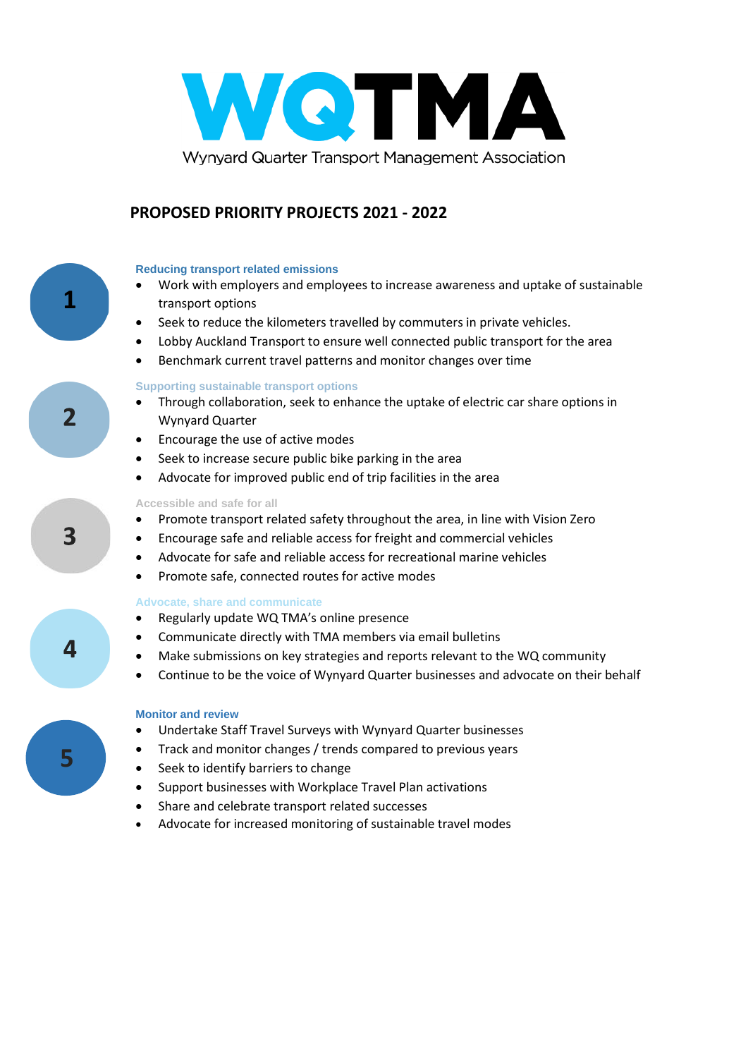# WQTMA

Wynyard Quarter Transport Management Association

## PROPOSED PRIORITY PROJECTS 2021 - 2022

### 1 Reducing transport related emissions

- Work with employers and employees to increase awareness and uptake of sustainable transport options
- Seek to reduce the kilometers travelled by commuters in private vehicles.
- Lobby Auckland Transport to ensure well connected public transport for the area
- Benchmark current travel patterns and monitor changes over time

### 2 Supporting sustainable transport options

- Through collaboration, seek to enhance the uptake of electric car share options in Wynyard Quarter
- Encourage the use of active modes
- Seek to increase secure public bike parking in the area
- Advocate for improved public end of trip facilities in the area

### 3 Accessible and safe for all

- Promote transport related safety throughout the area, in line with Vision Zero
- Encourage safe and reliable access for freight and commercial vehicles
- Advocate for safe and reliable access for recreational marine vehicles
- Promote safe, connected routes for active modes

### 4 Advocate, share and communicate

- Regularly update WQ TMA's online presence
- Communicate directly with TMA members via email bulletins
- Make submissions on key strategies and reports relevant to the WQ community
- Continue to be the voice of Wynyard Quarter businesses and advocate on their behalf

### 5 Monitor and review

- Undertake Staff Travel Surveys with Wynyard Quarter businesses
- Track and monitor changes / trends compared to previous years
- Seek to identify barriers to change
- Support businesses with Workplace Travel Plan activations
- Share and celebrate transport related successes
- Advocate for increased monitoring of sustainable travel modes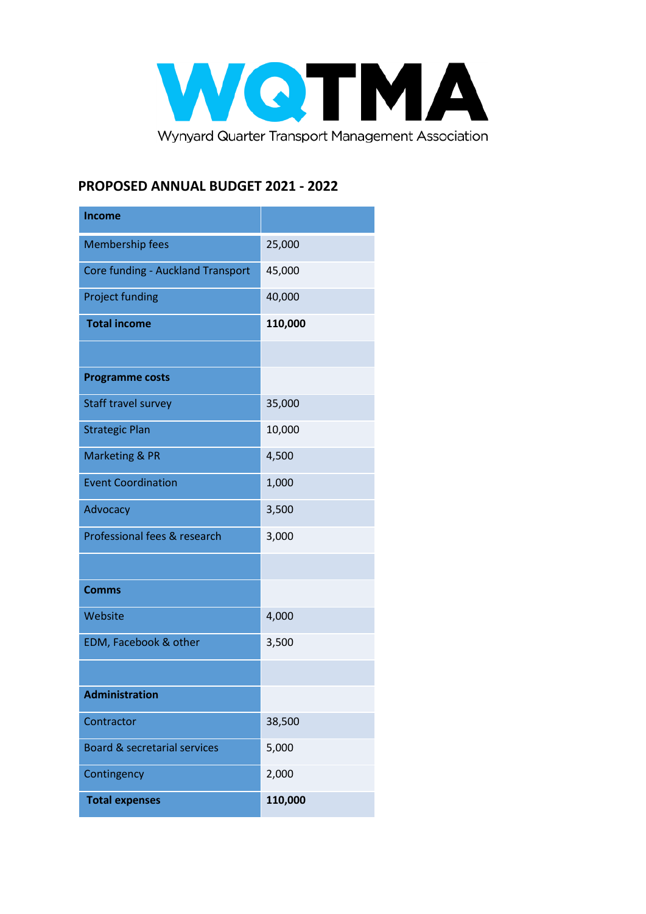WQTMA

Wynyard Quarter Transport Management Association

## PROPOSED ANNUAL BUDGET 2021 - 2022

| **Income** | |
|---|---|
| Membership fees | 25,000 |
| Core funding - Auckland Transport | 45,000 |
| Project funding | 40,000 |
| **Total income** | **110,000** |
| | |
| **Programme costs** | |
| Staff travel survey | 35,000 |
| Strategic Plan | 10,000 |
| Marketing & PR | 4,500 |
| Event Coordination | 1,000 |
| Advocacy | 3,500 |
| Professional fees & research | 3,000 |
| | |
| **Comms** | |
| Website | 4,000 |
| EDM, Facebook & other | 3,500 |
| | |
| **Administration** | |
| Contractor | 38,500 |
| Board & secretarial services | 5,000 |
| Contingency | 2,000 |
| **Total expenses** | **110,000** |